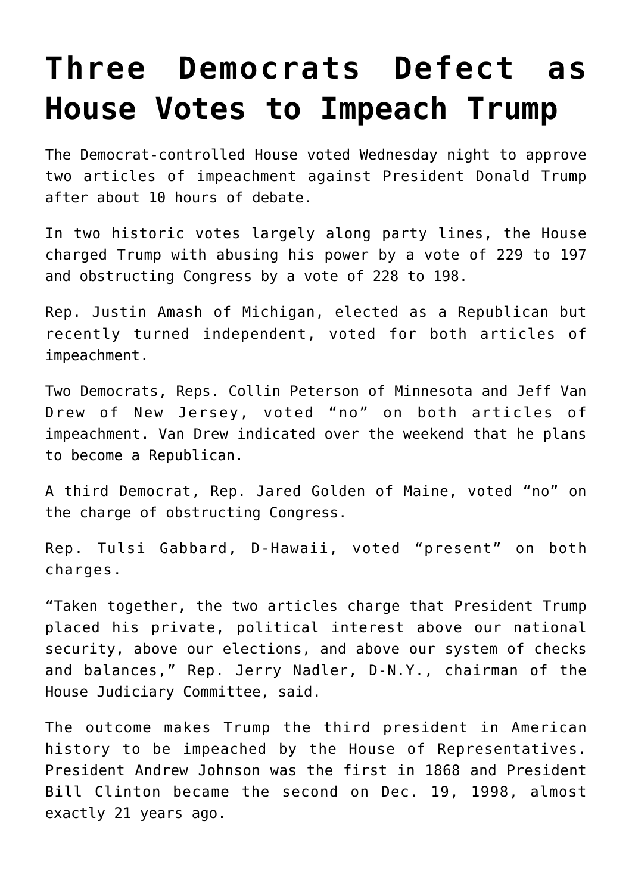# Three Democrats Defect as House Votes to Impeach Trump

The Democrat-controlled House voted Wednesday night to approve two articles of impeachment against President Donald Trump after about 10 hours of debate.

In two historic votes largely along party lines, the House charged Trump with abusing his power by a vote of 229 to 197 and obstructing Congress by a vote of 228 to 198.

Rep. Justin Amash of Michigan, elected as a Republican but recently turned independent, voted for both articles of impeachment.

Two Democrats, Reps. Collin Peterson of Minnesota and Jeff Van Drew of New Jersey, voted "no" on both articles of impeachment. Van Drew indicated over the weekend that he plans to become a Republican.

A third Democrat, Rep. Jared Golden of Maine, voted "no" on the charge of obstructing Congress.

Rep. Tulsi Gabbard, D-Hawaii, voted "present" on both charges.

"Taken together, the two articles charge that President Trump placed his private, political interest above our national security, above our elections, and above our system of checks and balances," Rep. Jerry Nadler, D-N.Y., chairman of the House Judiciary Committee, said.

The outcome makes Trump the third president in American history to be impeached by the House of Representatives. President Andrew Johnson was the first in 1868 and President Bill Clinton became the second on Dec. 19, 1998, almost exactly 21 years ago.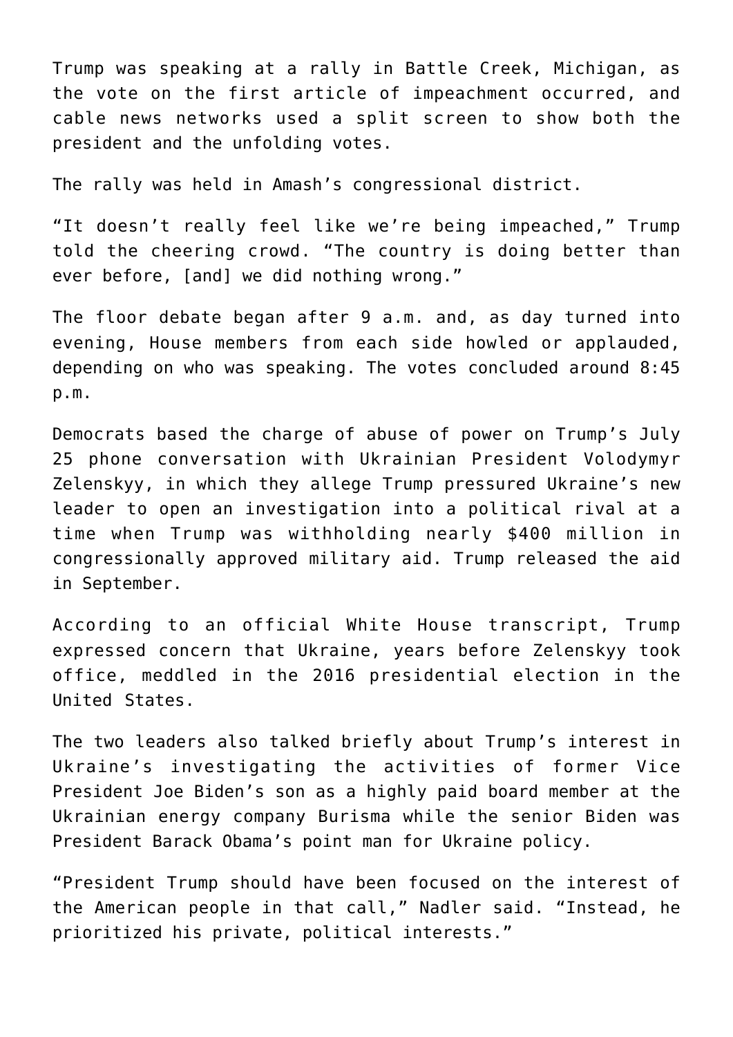Trump was speaking at a rally in Battle Creek, Michigan, as the vote on the first article of impeachment occurred, and cable news networks used a split screen to show both the president and the unfolding votes.

The rally was held in Amash's congressional district.

"It doesn't really feel like we're being impeached," Trump told the cheering crowd. "The country is doing better than ever before, [and] we did nothing wrong."

The floor debate began after 9 a.m. and, as day turned into evening, House members from each side howled or applauded, depending on who was speaking. The votes concluded around 8:45 p.m.

Democrats based the charge of abuse of power on Trump's July 25 phone conversation with Ukrainian President Volodymyr Zelenskyy, in which they allege Trump pressured Ukraine's new leader to open an investigation into a political rival at a time when Trump was withholding nearly $400 million in congressionally approved military aid. Trump released the aid in September.

According to an official White House transcript, Trump expressed concern that Ukraine, years before Zelenskyy took office, meddled in the 2016 presidential election in the United States.

The two leaders also talked briefly about Trump's interest in Ukraine's investigating the activities of former Vice President Joe Biden's son as a highly paid board member at the Ukrainian energy company Burisma while the senior Biden was President Barack Obama's point man for Ukraine policy.

"President Trump should have been focused on the interest of the American people in that call," Nadler said. "Instead, he prioritized his private, political interests."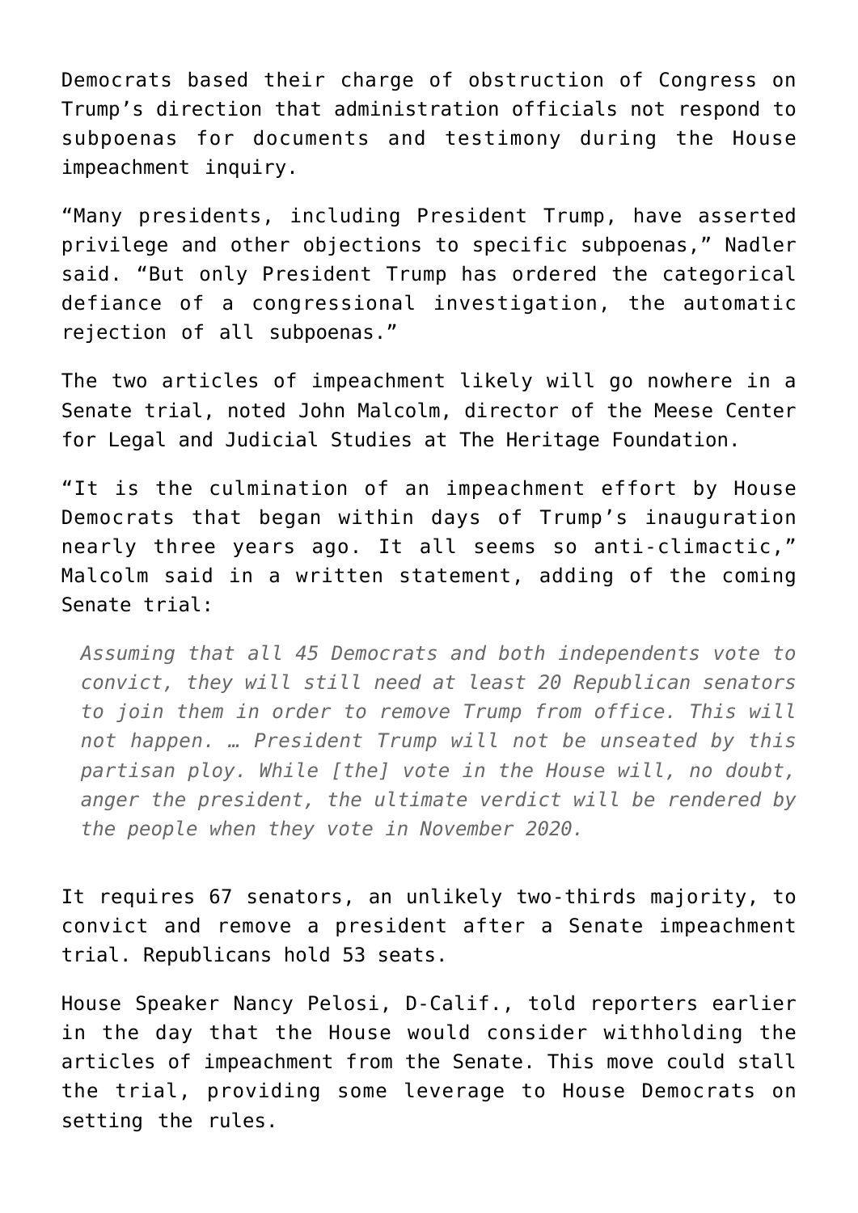Democrats based their charge of obstruction of Congress on Trump's direction that administration officials not respond to subpoenas for documents and testimony during the House impeachment inquiry.

"Many presidents, including President Trump, have asserted privilege and other objections to specific subpoenas," Nadler said. "But only President Trump has ordered the categorical defiance of a congressional investigation, the automatic rejection of all subpoenas."

The two articles of impeachment likely will go nowhere in a Senate trial, noted John Malcolm, director of the Meese Center for Legal and Judicial Studies at The Heritage Foundation.

"It is the culmination of an impeachment effort by House Democrats that began within days of Trump's inauguration nearly three years ago. It all seems so anti-climactic," Malcolm said in a written statement, adding of the coming Senate trial:

> *Assuming that all 45 Democrats and both independents vote to convict, they will still need at least 20 Republican senators to join them in order to remove Trump from office. This will not happen. … President Trump will not be unseated by this partisan ploy. While [the] vote in the House will, no doubt, anger the president, the ultimate verdict will be rendered by the people when they vote in November 2020.*

It requires 67 senators, an unlikely two-thirds majority, to convict and remove a president after a Senate impeachment trial. Republicans hold 53 seats.

House Speaker Nancy Pelosi, D-Calif., told reporters earlier in the day that the House would consider withholding the articles of impeachment from the Senate. This move could stall the trial, providing some leverage to House Democrats on setting the rules.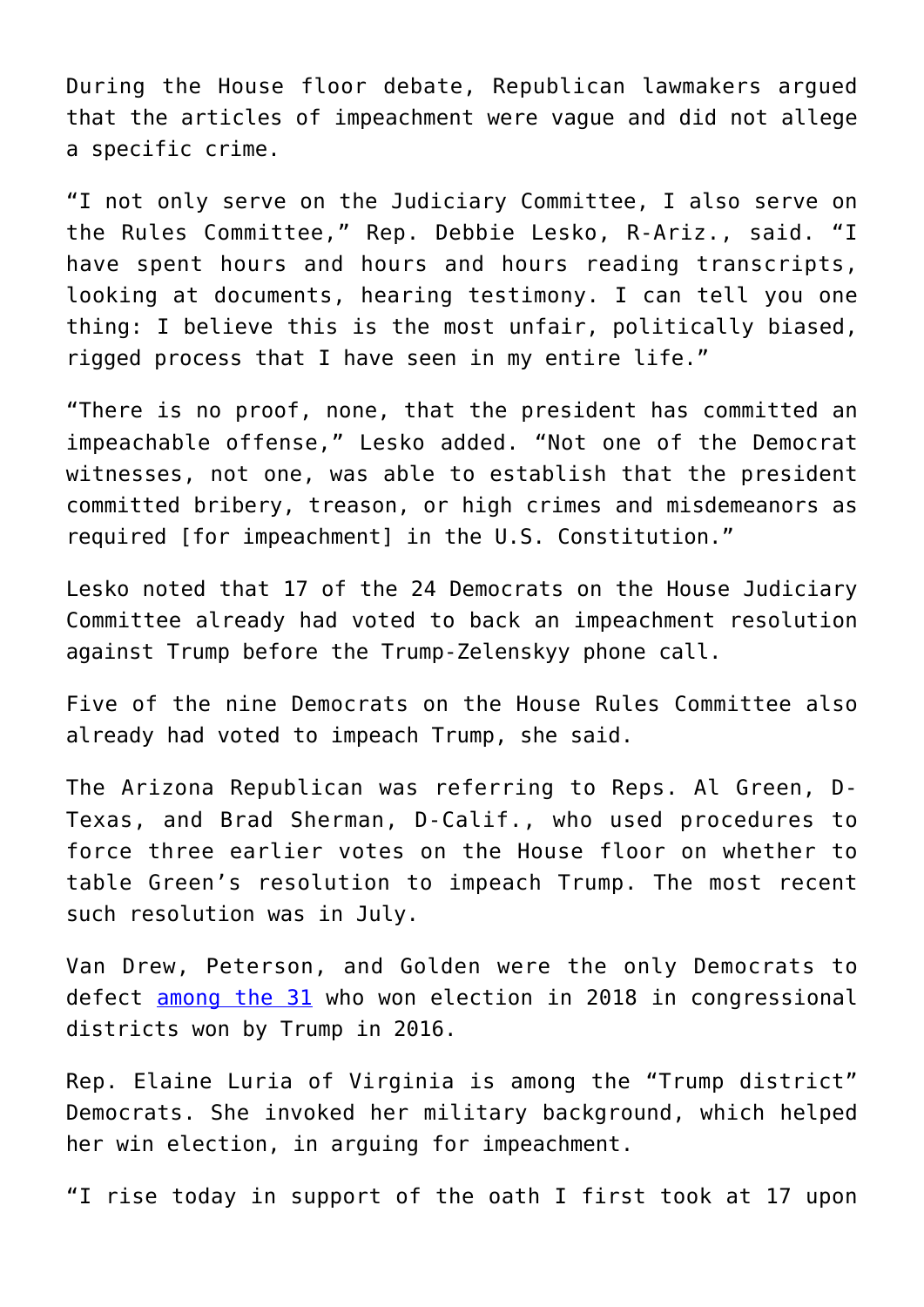During the House floor debate, Republican lawmakers argued that the articles of impeachment were vague and did not allege a specific crime.

"I not only serve on the Judiciary Committee, I also serve on the Rules Committee," Rep. Debbie Lesko, R-Ariz., said. "I have spent hours and hours and hours reading transcripts, looking at documents, hearing testimony. I can tell you one thing: I believe this is the most unfair, politically biased, rigged process that I have seen in my entire life."

"There is no proof, none, that the president has committed an impeachable offense," Lesko added. "Not one of the Democrat witnesses, not one, was able to establish that the president committed bribery, treason, or high crimes and misdemeanors as required [for impeachment] in the U.S. Constitution."

Lesko noted that 17 of the 24 Democrats on the House Judiciary Committee already had voted to back an impeachment resolution against Trump before the Trump-Zelenskyy phone call.

Five of the nine Democrats on the House Rules Committee also already had voted to impeach Trump, she said.

The Arizona Republican was referring to Reps. Al Green, D-Texas, and Brad Sherman, D-Calif., who used procedures to force three earlier votes on the House floor on whether to table Green's resolution to impeach Trump. The most recent such resolution was in July.

Van Drew, Peterson, and Golden were the only Democrats to defect among the 31 who won election in 2018 in congressional districts won by Trump in 2016.

Rep. Elaine Luria of Virginia is among the "Trump district" Democrats. She invoked her military background, which helped her win election, in arguing for impeachment.

"I rise today in support of the oath I first took at 17 upon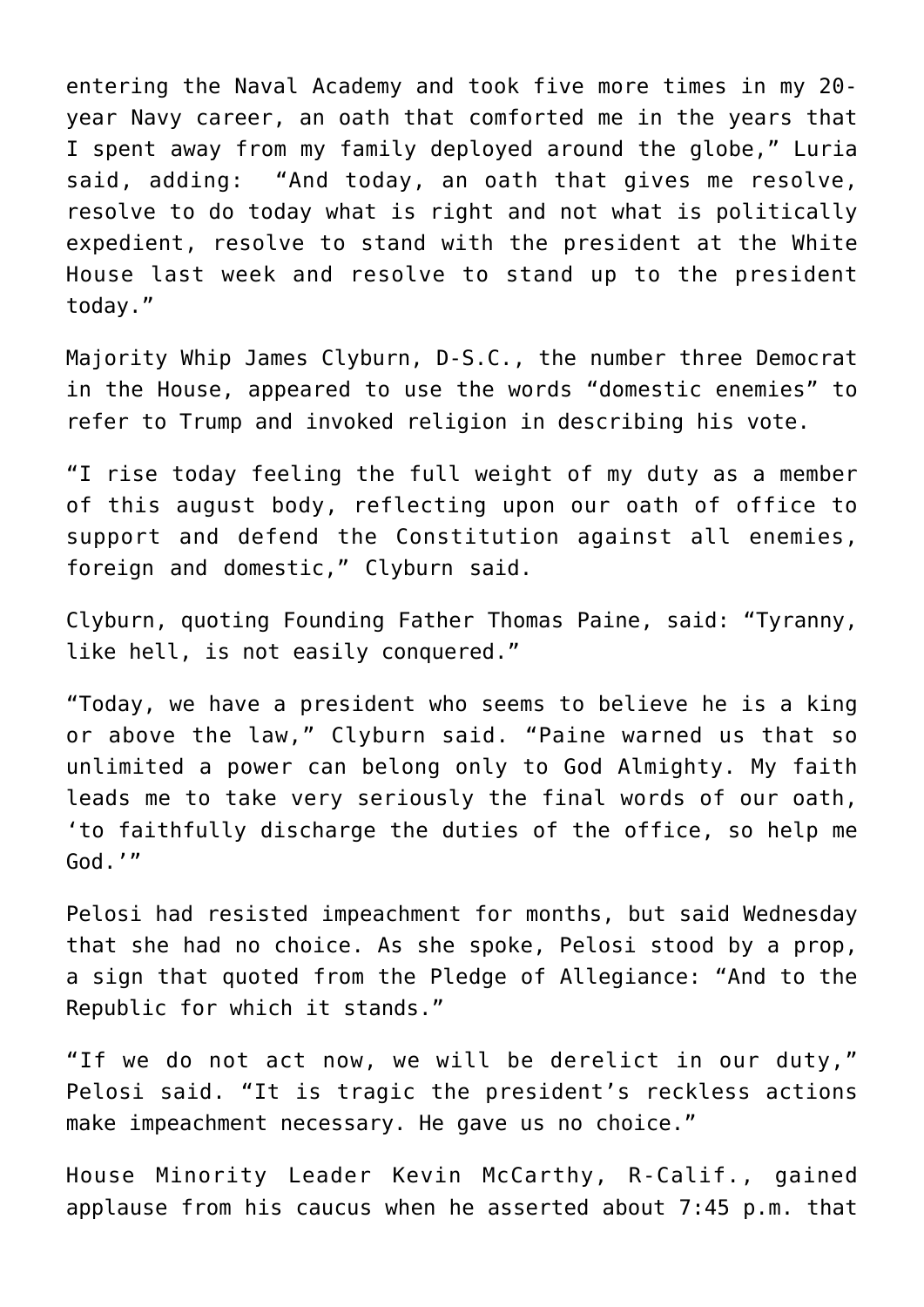entering the Naval Academy and took five more times in my 20-year Navy career, an oath that comforted me in the years that I spent away from my family deployed around the globe," Luria said, adding: "And today, an oath that gives me resolve, resolve to do today what is right and not what is politically expedient, resolve to stand with the president at the White House last week and resolve to stand up to the president today."

Majority Whip James Clyburn, D-S.C., the number three Democrat in the House, appeared to use the words "domestic enemies" to refer to Trump and invoked religion in describing his vote.

"I rise today feeling the full weight of my duty as a member of this august body, reflecting upon our oath of office to support and defend the Constitution against all enemies, foreign and domestic," Clyburn said.

Clyburn, quoting Founding Father Thomas Paine, said: "Tyranny, like hell, is not easily conquered."

"Today, we have a president who seems to believe he is a king or above the law," Clyburn said. "Paine warned us that so unlimited a power can belong only to God Almighty. My faith leads me to take very seriously the final words of our oath, 'to faithfully discharge the duties of the office, so help me God.'"

Pelosi had resisted impeachment for months, but said Wednesday that she had no choice. As she spoke, Pelosi stood by a prop, a sign that quoted from the Pledge of Allegiance: "And to the Republic for which it stands."

"If we do not act now, we will be derelict in our duty," Pelosi said. "It is tragic the president's reckless actions make impeachment necessary. He gave us no choice."

House Minority Leader Kevin McCarthy, R-Calif., gained applause from his caucus when he asserted about 7:45 p.m. that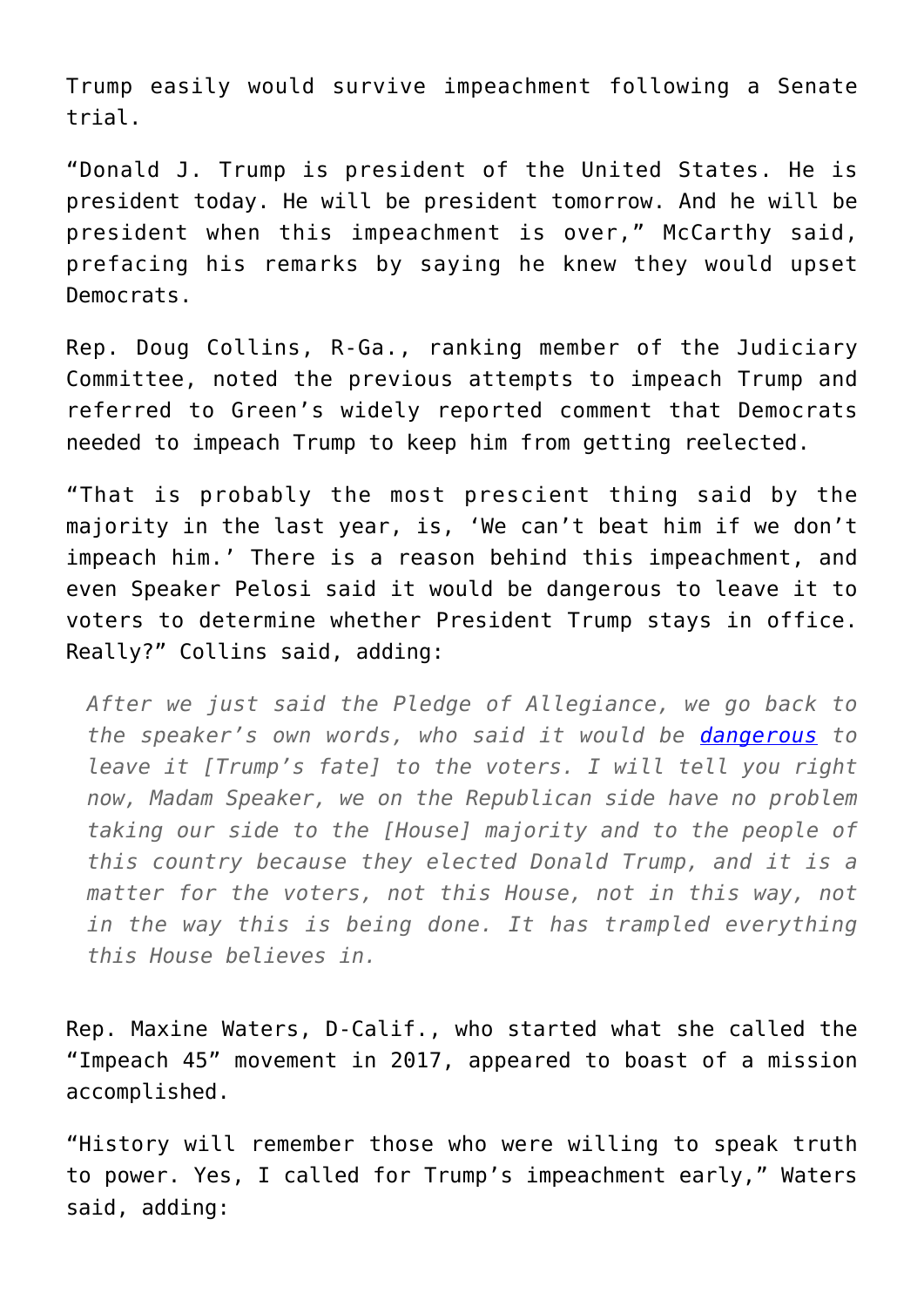Trump easily would survive impeachment following a Senate trial.

"Donald J. Trump is president of the United States. He is president today. He will be president tomorrow. And he will be president when this impeachment is over," McCarthy said, prefacing his remarks by saying he knew they would upset Democrats.

Rep. Doug Collins, R-Ga., ranking member of the Judiciary Committee, noted the previous attempts to impeach Trump and referred to Green's widely reported comment that Democrats needed to impeach Trump to keep him from getting reelected.

"That is probably the most prescient thing said by the majority in the last year, is, 'We can't beat him if we don't impeach him.' There is a reason behind this impeachment, and even Speaker Pelosi said it would be dangerous to leave it to voters to determine whether President Trump stays in office. Really?" Collins said, adding:

> *After we just said the Pledge of Allegiance, we go back to the speaker's own words, who said it would be dangerous to leave it [Trump's fate] to the voters. I will tell you right now, Madam Speaker, we on the Republican side have no problem taking our side to the [House] majority and to the people of this country because they elected Donald Trump, and it is a matter for the voters, not this House, not in this way, not in the way this is being done. It has trampled everything this House believes in.*

Rep. Maxine Waters, D-Calif., who started what she called the "Impeach 45" movement in 2017, appeared to boast of a mission accomplished.

"History will remember those who were willing to speak truth to power. Yes, I called for Trump's impeachment early," Waters said, adding: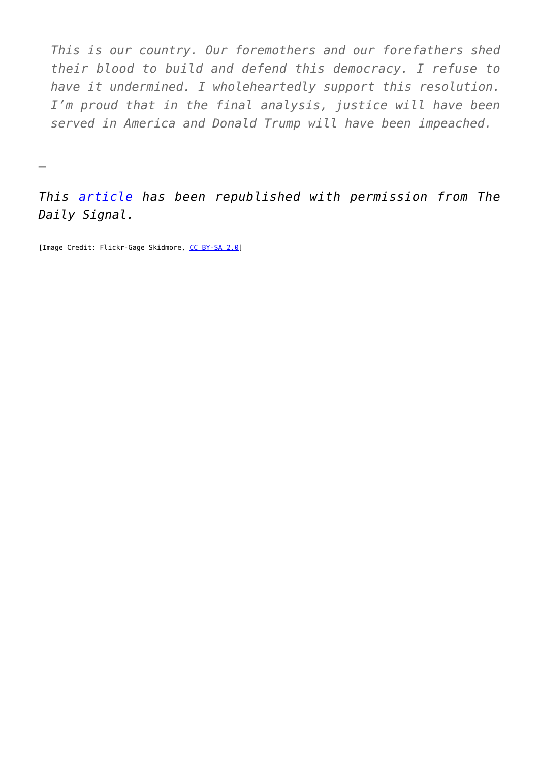> *This is our country. Our foremothers and our forefathers shed their blood to build and defend this democracy. I refuse to have it undermined. I wholeheartedly support this resolution. I'm proud that in the final analysis, justice will have been served in America and Donald Trump will have been impeached.*

—

*This [article](article) has been republished with permission from The Daily Signal.*

[Image Credit: Flickr-Gage Skidmore, [CC BY-SA 2.0](CC BY-SA 2.0)]